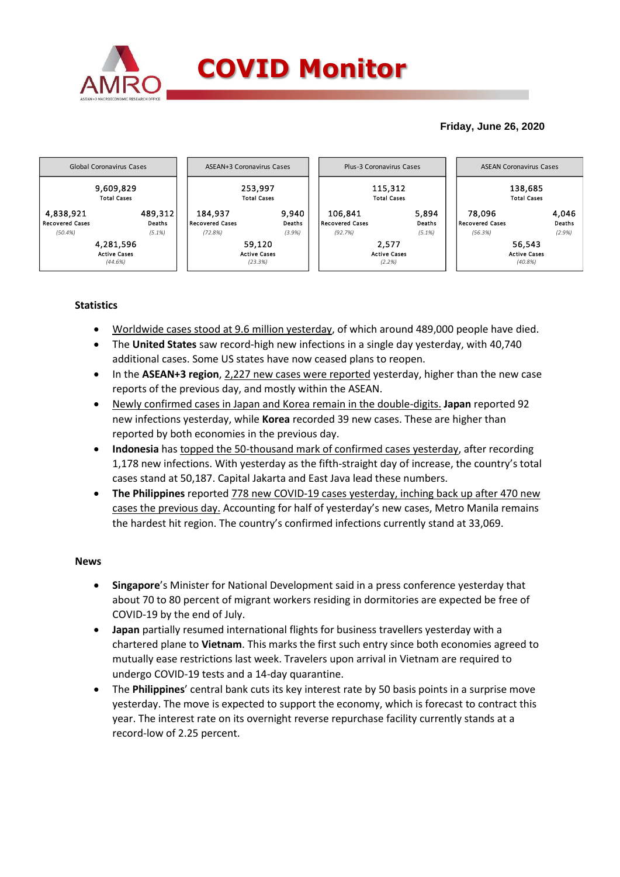# COVID Monitor

**Friday, June 26, 2020**

| Global Coronavirus Cases | | ASEAN+3 Coronavirus Cases | | Plus-3 Coronavirus Cases | | ASEAN Coronavirus Cases | |
|---|---|---|---|---|---|---|---|
| 9,609,829 Total Cases | | 253,997 Total Cases | | 115,312 Total Cases | | 138,685 Total Cases | |
| 4,838,921 Recovered Cases (50.4%) | 489,312 Deaths (5.1%) | 184,937 Recovered Cases (72.8%) | 9,940 Deaths (3.9%) | 106,841 Recovered Cases (92.7%) | 5,894 Deaths (5.1%) | 78,096 Recovered Cases (56.3%) | 4,046 Deaths (2.9%) |
| 4,281,596 Active Cases (44.6%) | | 59,120 Active Cases (23.3%) | | 2,577 Active Cases (2.2%) | | 56,543 Active Cases (40.8%) | |

**Statistics**

- Worldwide cases stood at 9.6 million yesterday, of which around 489,000 people have died.
- The **United States** saw record-high new infections in a single day yesterday, with 40,740 additional cases. Some US states have now ceased plans to reopen.
- In the **ASEAN+3 region**, 2,227 new cases were reported yesterday, higher than the new case reports of the previous day, and mostly within the ASEAN.
- Newly confirmed cases in Japan and Korea remain in the double-digits. **Japan** reported 92 new infections yesterday, while **Korea** recorded 39 new cases. These are higher than reported by both economies in the previous day.
- **Indonesia** has topped the 50-thousand mark of confirmed cases yesterday, after recording 1,178 new infections. With yesterday as the fifth-straight day of increase, the country's total cases stand at 50,187. Capital Jakarta and East Java lead these numbers.
- **The Philippines** reported 778 new COVID-19 cases yesterday, inching back up after 470 new cases the previous day. Accounting for half of yesterday's new cases, Metro Manila remains the hardest hit region. The country's confirmed infections currently stand at 33,069.

**News**

- **Singapore**'s Minister for National Development said in a press conference yesterday that about 70 to 80 percent of migrant workers residing in dormitories are expected be free of COVID-19 by the end of July.
- **Japan** partially resumed international flights for business travellers yesterday with a chartered plane to **Vietnam**. This marks the first such entry since both economies agreed to mutually ease restrictions last week. Travelers upon arrival in Vietnam are required to undergo COVID-19 tests and a 14-day quarantine.
- The **Philippines**' central bank cuts its key interest rate by 50 basis points in a surprise move yesterday. The move is expected to support the economy, which is forecast to contract this year. The interest rate on its overnight reverse repurchase facility currently stands at a record-low of 2.25 percent.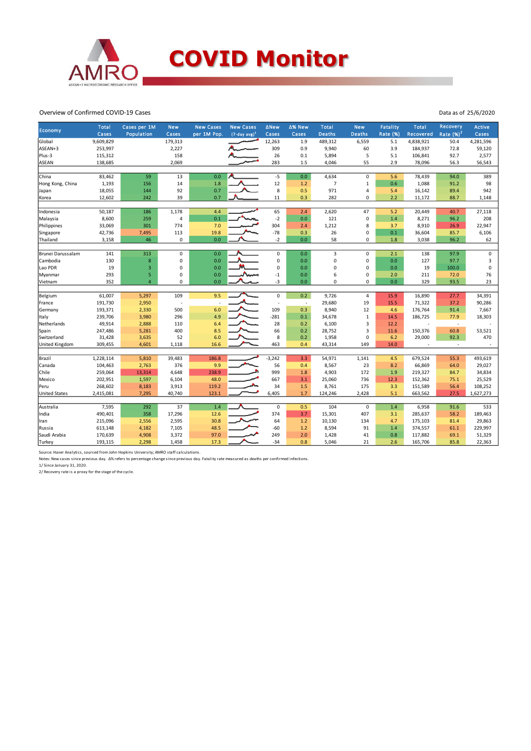# COVID Monitor

Overview of Confirmed COVID-19 Cases

Data as of 25/6/2020

| Economy | Total Cases | Cases per 1M Population | New Cases | New Cases per 1M Pop. | New Cases (7-day avg)[1] | ΔNew Cases | Δ% New Cases | Total Deaths | New Deaths | Fatality Rate (%) | Total Recovered | Recovery Rate (%)[2] | Active Cases |
|---|---|---|---|---|---|---|---|---|---|---|---|---|---|
| Global | 9,609,829 | | 179,313 | | | 12,263 | 1.9 | 489,312 | 6,559 | 5.1 | 4,838,921 | 50.4 | 4,281,596 |
| ASEAN+3 | 253,997 | | 2,227 | | | 309 | 0.9 | 9,940 | 60 | 3.9 | 184,937 | 72.8 | 59,120 |
| Plus-3 | 115,312 | | 158 | | | 26 | 0.1 | 5,894 | 5 | 5.1 | 106,841 | 92.7 | 2,577 |
| ASEAN | 138,685 | | 2,069 | | | 283 | 1.5 | 4,046 | 55 | 2.9 | 78,096 | 56.3 | 56,543 |
| | | | | | | | | | | | | | |
| China | 83,462 | 59 | 13 | 0.0 | | -5 | 0.0 | 4,634 | 0 | 5.6 | 78,439 | 94.0 | 389 |
| Hong Kong, China | 1,193 | 156 | 14 | 1.8 | | 12 | 1.2 | 7 | 1 | 0.6 | 1,088 | 91.2 | 98 |
| Japan | 18,055 | 144 | 92 | 0.7 | | 8 | 0.5 | 971 | 4 | 5.4 | 16,142 | 89.4 | 942 |
| Korea | 12,602 | 242 | 39 | 0.7 | | 11 | 0.3 | 282 | 0 | 2.2 | 11,172 | 88.7 | 1,148 |
| | | | | | | | | | | | | | |
| Indonesia | 50,187 | 186 | 1,178 | 4.4 | | 65 | 2.4 | 2,620 | 47 | 5.2 | 20,449 | 40.7 | 27,118 |
| Malaysia | 8,600 | 259 | 4 | 0.1 | | -2 | 0.0 | 121 | 0 | 1.4 | 8,271 | 96.2 | 208 |
| Philippines | 33,069 | 301 | 774 | 7.0 | | 304 | 2.4 | 1,212 | 8 | 3.7 | 8,910 | 26.9 | 22,947 |
| Singapore | 42,736 | 7,495 | 113 | 19.8 | | -78 | 0.3 | 26 | 0 | 0.1 | 36,604 | 85.7 | 6,106 |
| Thailand | 3,158 | 46 | 0 | 0.0 | | -2 | 0.0 | 58 | 0 | 1.8 | 3,038 | 96.2 | 62 |
| | | | | | | | | | | | | | |
| Brunei Darussalam | 141 | 313 | 0 | 0.0 | | 0 | 0.0 | 3 | 0 | 2.1 | 138 | 97.9 | 0 |
| Cambodia | 130 | 8 | 0 | 0.0 | | 0 | 0.0 | 0 | 0 | 0.0 | 127 | 97.7 | 3 |
| Lao PDR | 19 | 3 | 0 | 0.0 | | 0 | 0.0 | 0 | 0 | 0.0 | 19 | 100.0 | 0 |
| Myanmar | 293 | 5 | 0 | 0.0 | | -1 | 0.0 | 6 | 0 | 2.0 | 211 | 72.0 | 76 |
| Vietnam | 352 | 4 | 0 | 0.0 | | -3 | 0.0 | 0 | 0 | 0.0 | 329 | 93.5 | 23 |
| | | | | | | | | | | | | | |
| Belgium | 61,007 | 5,297 | 109 | 9.5 | | 0 | 0.2 | 9,726 | 4 | 15.9 | 16,890 | 27.7 | 34,391 |
| France | 191,730 | 2,950 | - | - | | - | - | 29,680 | 19 | 15.5 | 71,322 | 37.2 | 90,286 |
| Germany | 193,371 | 2,330 | 500 | 6.0 | | 109 | 0.3 | 8,940 | 12 | 4.6 | 176,764 | 91.4 | 7,667 |
| Italy | 239,706 | 3,980 | 296 | 4.9 | | -281 | 0.1 | 34,678 | 1 | 14.5 | 186,725 | 77.9 | 18,303 |
| Netherlands | 49,914 | 2,888 | 110 | 6.4 | | 28 | 0.2 | 6,100 | 3 | 12.2 | - | - | - |
| Spain | 247,486 | 5,281 | 400 | 8.5 | | 66 | 0.2 | 28,752 | 3 | 11.6 | 150,376 | 60.8 | 53,521 |
| Switzerland | 31,428 | 3,635 | 52 | 6.0 | | 8 | 0.2 | 1,958 | 0 | 6.2 | 29,000 | 92.3 | 470 |
| United Kingdom | 309,455 | 4,601 | 1,118 | 16.6 | | 463 | 0.4 | 43,314 | 149 | 14.0 | - | - | - |
| | | | | | | | | | | | | | |
| Brazil | 1,228,114 | 5,810 | 39,483 | 186.8 | | -3,242 | 3.3 | 54,971 | 1,141 | 4.5 | 679,524 | 55.3 | 493,619 |
| Canada | 104,463 | 2,763 | 376 | 9.9 | | 56 | 0.4 | 8,567 | 23 | 8.2 | 66,869 | 64.0 | 29,027 |
| Chile | 259,064 | 13,314 | 4,648 | 238.9 | | 999 | 1.8 | 4,903 | 172 | 1.9 | 219,327 | 84.7 | 34,834 |
| Mexico | 202,951 | 1,597 | 6,104 | 48.0 | | 667 | 3.1 | 25,060 | 736 | 12.3 | 152,362 | 75.1 | 25,529 |
| Peru | 268,602 | 8,183 | 3,913 | 119.2 | | 34 | 1.5 | 8,761 | 175 | 3.3 | 151,589 | 56.4 | 108,252 |
| United States | 2,415,081 | 7,295 | 40,740 | 123.1 | | 6,405 | 1.7 | 124,246 | 2,428 | 5.1 | 663,562 | 27.5 | 1,627,273 |
| | | | | | | | | | | | | | |
| Australia | 7,595 | 292 | 37 | 1.4 | | 0 | 0.5 | 104 | 0 | 1.4 | 6,958 | 91.6 | 533 |
| India | 490,401 | 358 | 17,296 | 12.6 | | 374 | 3.7 | 15,301 | 407 | 3.1 | 285,637 | 58.2 | 189,463 |
| Iran | 215,096 | 2,556 | 2,595 | 30.8 | | 64 | 1.2 | 10,130 | 134 | 4.7 | 175,103 | 81.4 | 29,863 |
| Russia | 613,148 | 4,182 | 7,105 | 48.5 | | -60 | 1.2 | 8,594 | 91 | 1.4 | 374,557 | 61.1 | 229,997 |
| Saudi Arabia | 170,639 | 4,908 | 3,372 | 97.0 | | 249 | 2.0 | 1,428 | 41 | 0.8 | 117,882 | 69.1 | 51,329 |
| Turkey | 193,115 | 2,298 | 1,458 | 17.3 | | -34 | 0.8 | 5,046 | 21 | 2.6 | 165,706 | 85.8 | 22,363 |

Source: Haver Analytics, sourced from John Hopkins University; AMRO staff calculations.

Notes: New cases since previous day. Δ% refers to percentage change since previous day. Fatality rate measured as deaths per confirmed infections.

1/ Since January 31, 2020.

2/ Recovery rate is a proxy for the stage of the cycle.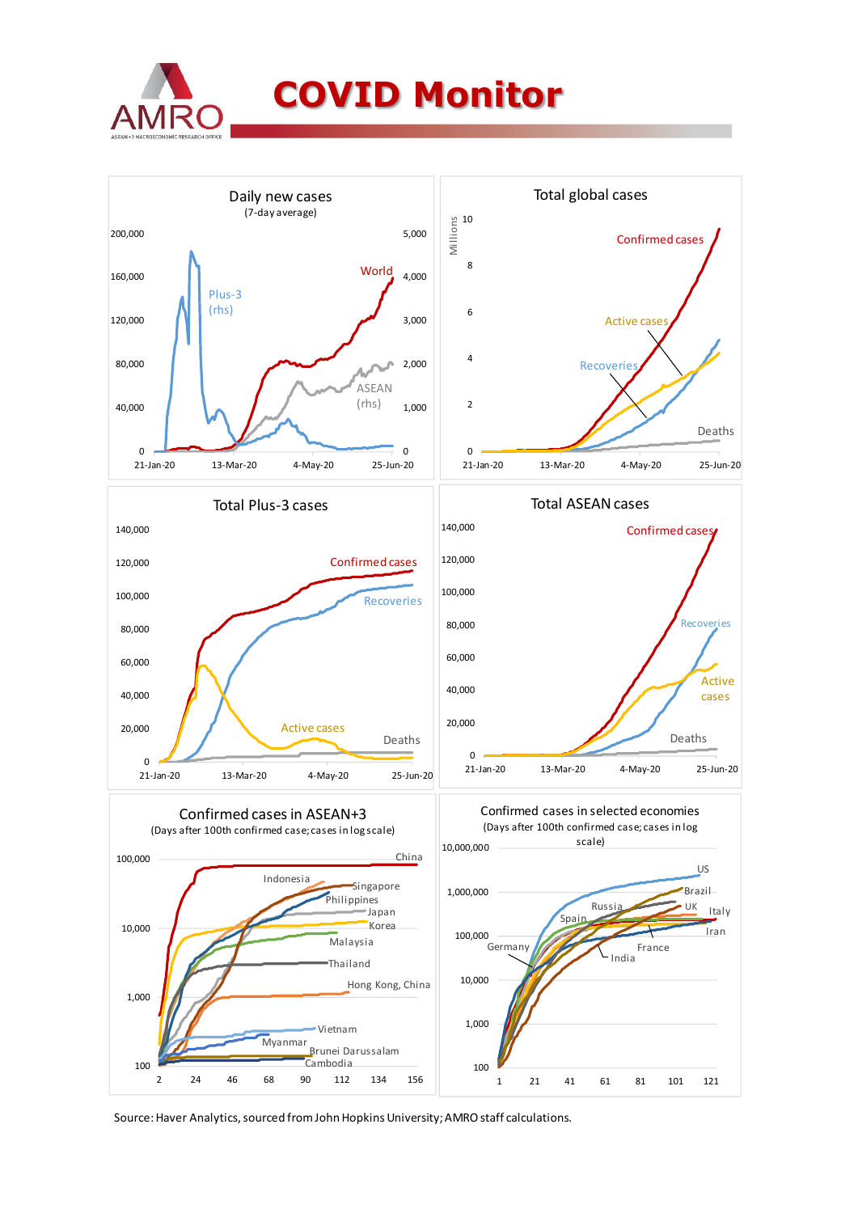# COVID Monitor

AMRO
ASEAN+3 MACROECONOMIC RESEARCH OFFICE

## Daily new cases

(7-day average)

200,000
160,000
120,000
80,000
40,000
0

5,000
4,000
3,000
2,000
1,000
0

Plus-3 (rhs)
World
ASEAN (rhs)

21-Jan-20
13-Mar-20
4-May-20
25-Jun-20

## Total global cases

Millions

10
8
6
4
2
0

Confirmed cases
Active cases
Recoveries
Deaths

21-Jan-20
13-Mar-20
4-May-20
25-Jun-20

## Total Plus-3 cases

140,000
120,000
100,000
80,000
60,000
40,000
20,000
0

Confirmed cases
Recoveries
Active cases
Deaths

21-Jan-20
13-Mar-20
4-May-20
25-Jun-20

## Total ASEAN cases

140,000
120,000
100,000
80,000
60,000
40,000
20,000
0

Confirmed cases
Recoveries
Active cases
Deaths

21-Jan-20
13-Mar-20
4-May-20
25-Jun-20

## Confirmed cases in ASEAN+3

(Days after 100th confirmed case; cases in log scale)

100,000
10,000
1,000
100

China
Indonesia
Singapore
Philippines
Japan
Korea
Malaysia
Thailand
Hong Kong, China
Vietnam
Myanmar
Brunei Darussalam
Cambodia

2
24
46
68
90
112
134
156

## Confirmed cases in selected economies

(Days after 100th confirmed case; cases in log scale)

10,000,000
1,000,000
100,000
10,000
1,000
100

US
Brazil
Russia
UK
Italy
Spain
Iran
Germany
France
India

1
21
41
61
81
101
121

Source: Haver Analytics, sourced from John Hopkins University; AMRO staff calculations.